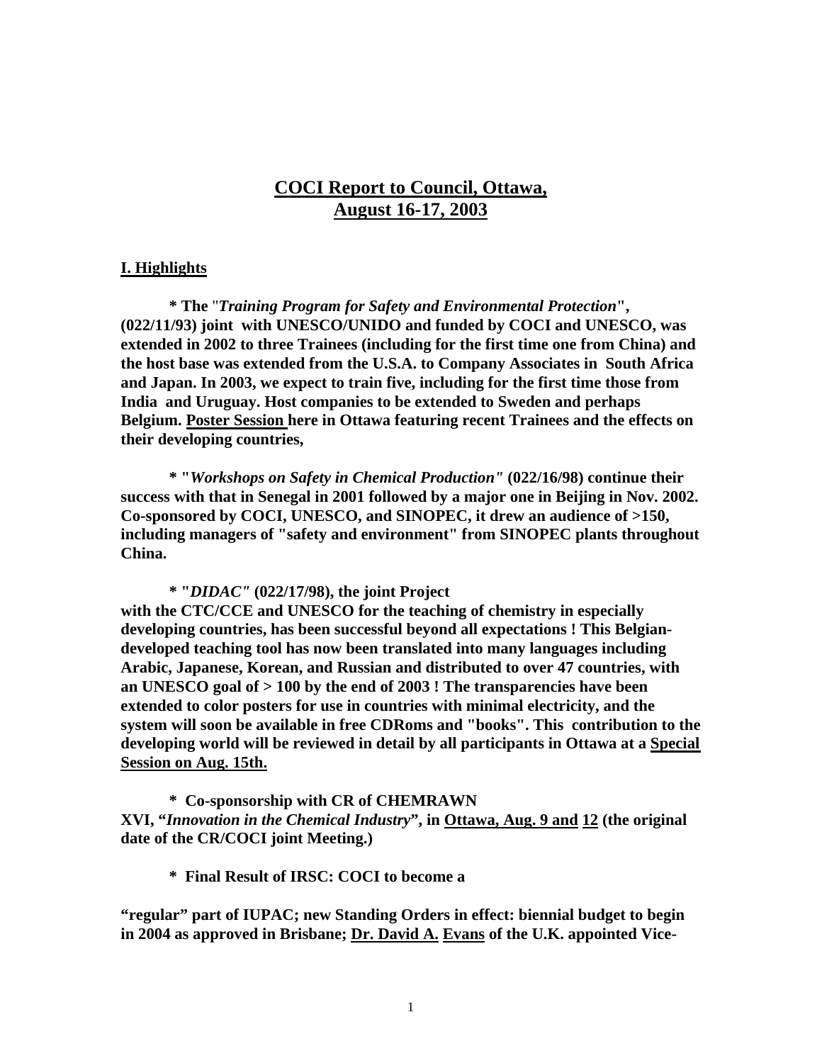# <u>COCI Report to Council, Ottawa, August 16-17, 2003</u>

## <u>I. Highlights</u>

**\* The "*Training Program for Safety and Environmental Protection*", (022/11/93) joint with UNESCO/UNIDO and funded by COCI and UNESCO, was extended in 2002 to three Trainees (including for the first time one from China) and the host base was extended from the U.S.A. to Company Associates in South Africa and Japan. In 2003, we expect to train five, including for the first time those from India and Uruguay. Host companies to be extended to Sweden and perhaps Belgium. <u>Poster Session</u> here in Ottawa featuring recent Trainees and the effects on their developing countries,**

**\* "*Workshops on Safety in Chemical Production*" (022/16/98) continue their success with that in Senegal in 2001 followed by a major one in Beijing in Nov. 2002. Co-sponsored by COCI, UNESCO, and SINOPEC, it drew an audience of >150, including managers of "safety and environment" from SINOPEC plants throughout China.**

**\* "*DIDAC*" (022/17/98), the joint Project with the CTC/CCE and UNESCO for the teaching of chemistry in especially developing countries, has been successful beyond all expectations ! This Belgian-developed teaching tool has now been translated into many languages including Arabic, Japanese, Korean, and Russian and distributed to over 47 countries, with an UNESCO goal of > 100 by the end of 2003 ! The transparencies have been extended to color posters for use in countries with minimal electricity, and the system will soon be available in free CDRoms and "books". This contribution to the developing world will be reviewed in detail by all participants in Ottawa at a <u>Special Session on Aug. 15th.</u>**

**\* Co-sponsorship with CR of CHEMRAWN XVI, "*Innovation in the Chemical Industry*", in <u>Ottawa, Aug. 9 and</u> <u>12</u> (the original date of the CR/COCI joint Meeting.)**

**\* Final Result of IRSC: COCI to become a "regular" part of IUPAC; new Standing Orders in effect: biennial budget to begin in 2004 as approved in Brisbane; <u>Dr. David A.</u> <u>Evans</u> of the U.K. appointed Vice-**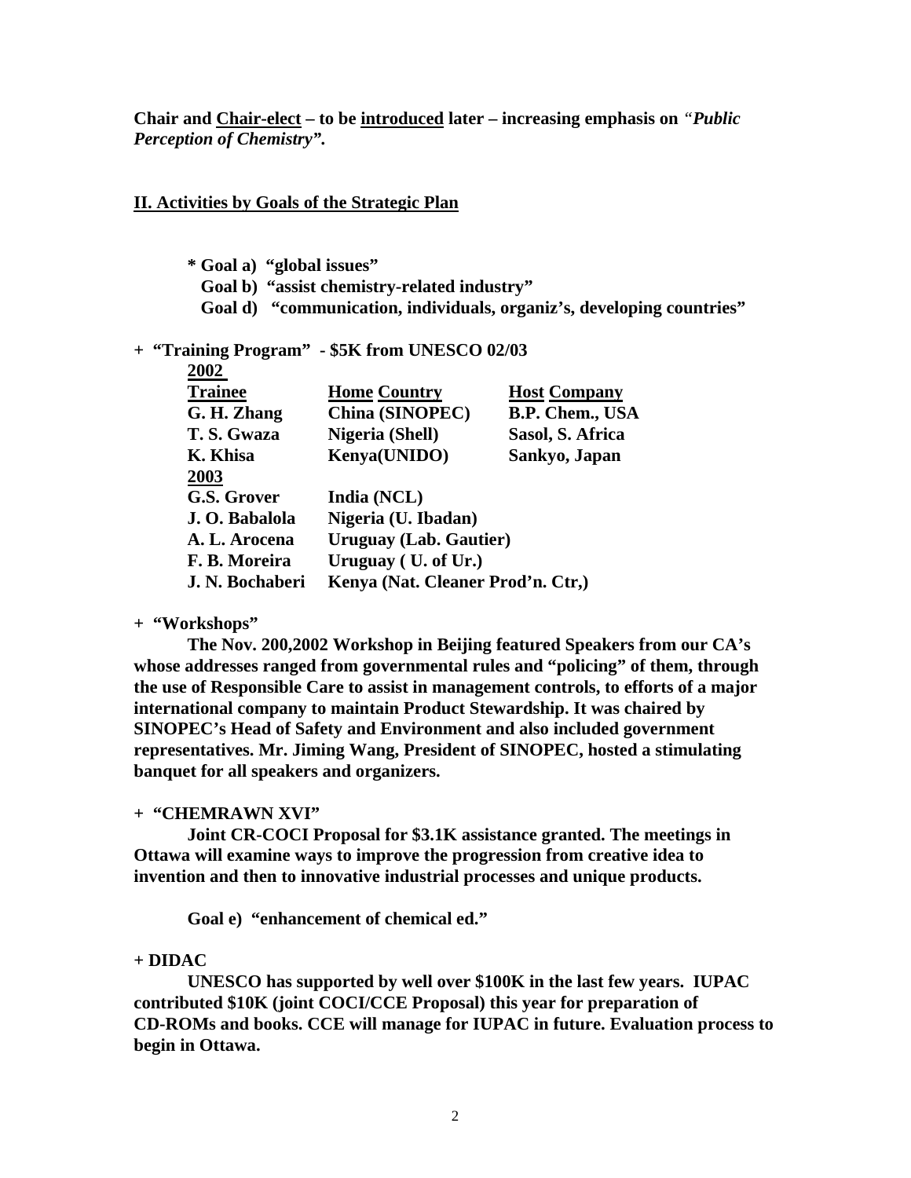**Chair and <u>Chair-elect</u> – to be <u>introduced</u> later – increasing emphasis on** ***"Public Perception of Chemistry".***

## <u>II. Activities by Goals of the Strategic Plan</u>

**\* Goal a) "global issues"**
**Goal b) "assist chemistry-related industry"**
**Goal d) "communication, individuals, organiz's, developing countries"**

**+ "Training Program" - $5K from UNESCO 02/03**

| **Trainee** | **Home Country** | **Host Company** |
|---|---|---|
| **<u>2002</u>** | | |
| **G. H. Zhang** | **China (SINOPEC)** | **B.P. Chem., USA** |
| **T. S. Gwaza** | **Nigeria (Shell)** | **Sasol, S. Africa** |
| **K. Khisa** | **Kenya(UNIDO)** | **Sankyo, Japan** |
| **<u>2003</u>** | | |
| **G.S. Grover** | **India (NCL)** | |
| **J. O. Babalola** | **Nigeria (U. Ibadan)** | |
| **A. L. Arocena** | **Uruguay (Lab. Gautier)** | |
| **F. B. Moreira** | **Uruguay ( U. of Ur.)** | |
| **J. N. Bochaberi** | **Kenya (Nat. Cleaner Prod'n. Ctr,)** | |

**+ "Workshops"**

**The Nov. 200,2002 Workshop in Beijing featured Speakers from our CA's whose addresses ranged from governmental rules and "policing" of them, through the use of Responsible Care to assist in management controls, to efforts of a major international company to maintain Product Stewardship. It was chaired by SINOPEC's Head of Safety and Environment and also included government representatives. Mr. Jiming Wang, President of SINOPEC, hosted a stimulating banquet for all speakers and organizers.**

**+ "CHEMRAWN XVI"**

**Joint CR-COCI Proposal for $3.1K assistance granted. The meetings in Ottawa will examine ways to improve the progression from creative idea to invention and then to innovative industrial processes and unique products.**

**Goal e) "enhancement of chemical ed."**

**+ DIDAC**

**UNESCO has supported by well over $100K in the last few years. IUPAC contributed $10K (joint COCI/CCE Proposal) this year for preparation of CD-ROMs and books. CCE will manage for IUPAC in future. Evaluation process to begin in Ottawa.**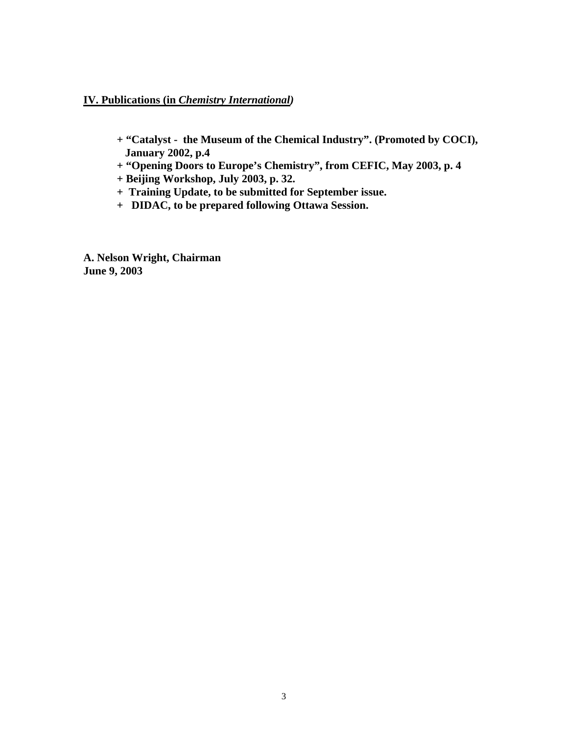## IV. Publications (in *Chemistry International*)

- **+ "Catalyst - the Museum of the Chemical Industry". (Promoted by COCI), January 2002, p.4**
- **+ "Opening Doors to Europe's Chemistry", from CEFIC, May 2003, p. 4**
- **+ Beijing Workshop, July 2003, p. 32.**
- **+ Training Update, to be submitted for September issue.**
- **+ DIDAC, to be prepared following Ottawa Session.**

**A. Nelson Wright, Chairman**
**June 9, 2003**